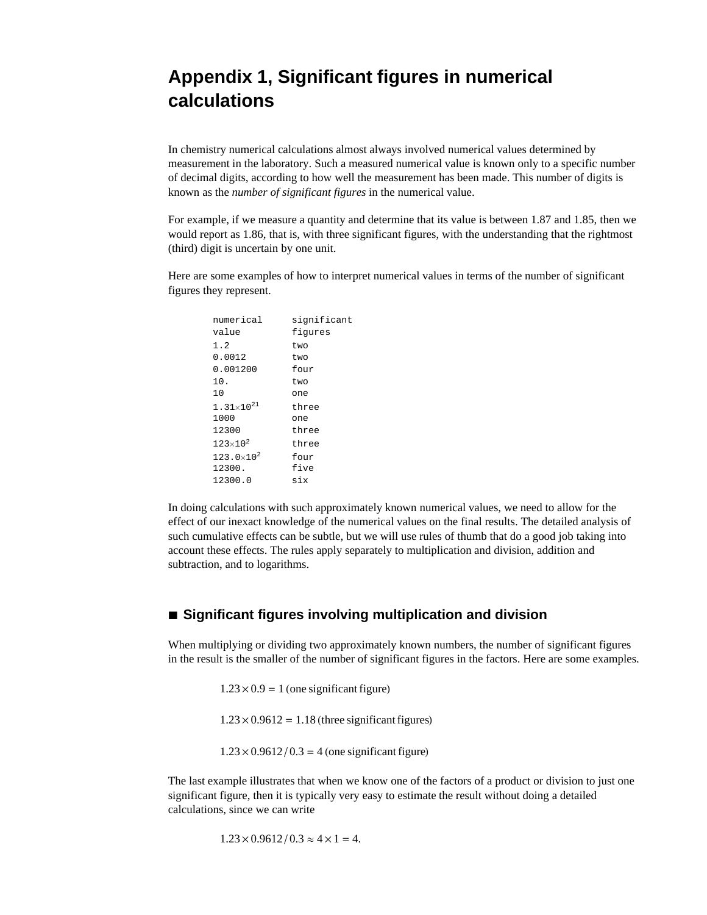# Appendix 1, Significant figures in numerical calculations

In chemistry numerical calculations almost always involved numerical values determined by measurement in the laboratory. Such a measured numerical value is known only to a specific number of decimal digits, according to how well the measurement has been made. This number of digits is known as the *number of significant figures* in the numerical value.

For example, if we measure a quantity and determine that its value is between 1.87 and 1.85, then we would report as 1.86, that is, with three significant figures, with the understanding that the rightmost (third) digit is uncertain by one unit.

Here are some examples of how to interpret numerical values in terms of the number of significant figures they represent.

| numerical value | significant figures |
|---|---|
| 1.2 | two |
| 0.0012 | two |
| 0.001200 | four |
| 10. | two |
| 10 | one |
| $1.31\times10^{21}$ | three |
| 1000 | one |
| 12300 | three |
| $123\times10^{2}$ | three |
| $123.0\times10^{2}$ | four |
| 12300. | five |
| 12300.0 | six |

In doing calculations with such approximately known numerical values, we need to allow for the effect of our inexact knowledge of the numerical values on the final results. The detailed analysis of such cumulative effects can be subtle, but we will use rules of thumb that do a good job taking into account these effects. The rules apply separately to multiplication and division, addition and subtraction, and to logarithms.

## ■ Significant figures involving multiplication and division

When multiplying or dividing two approximately known numbers, the number of significant figures in the result is the smaller of the number of significant figures in the factors. Here are some examples.

$$1.23\times0.9 = 1 \text{ (one significant figure)}$$

$$1.23\times0.9612 = 1.18 \text{ (three significant figures)}$$

$$1.23\times0.9612/0.3 = 4 \text{ (one significant figure)}$$

The last example illustrates that when we know one of the factors of a product or division to just one significant figure, then it is typically very easy to estimate the result without doing a detailed calculations, since we can write

$$1.23\times0.9612/0.3 \approx 4\times1 = 4.$$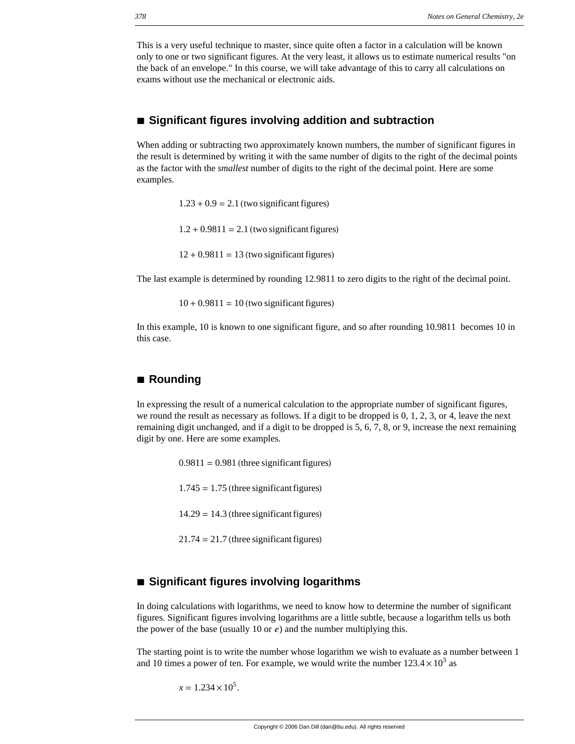This is a very useful technique to master, since quite often a factor in a calculation will be known only to one or two significant figures. At the very least, it allows us to estimate numerical results "on the back of an envelope." In this course, we will take advantage of this to carry all calculations on exams without use the mechanical or electronic aids.

## ■ Significant figures involving addition and subtraction

When adding or subtracting two approximately known numbers, the number of significant figures in the result is determined by writing it with the same number of digits to the right of the decimal points as the factor with the *smallest* number of digits to the right of the decimal point. Here are some examples.

$$1.23 + 0.9 = 2.1 \text{ (two significant figures)}$$

$$1.2 + 0.9811 = 2.1 \text{ (two significant figures)}$$

$$12 + 0.9811 = 13 \text{ (two significant figures)}$$

The last example is determined by rounding 12.9811 to zero digits to the right of the decimal point.

$$10 + 0.9811 = 10 \text{ (two significant figures)}$$

In this example, 10 is known to one significant figure, and so after rounding 10.9811 becomes 10 in this case.

## ■ Rounding

In expressing the result of a numerical calculation to the appropriate number of significant figures, we round the result as necessary as follows. If a digit to be dropped is 0, 1, 2, 3, or 4, leave the next remaining digit unchanged, and if a digit to be dropped is 5, 6, 7, 8, or 9, increase the next remaining digit by one. Here are some examples.

$$0.9811 = 0.981 \text{ (three significant figures)}$$

$$1.745 = 1.75 \text{ (three significant figures)}$$

$$14.29 = 14.3 \text{ (three significant figures)}$$

$$21.74 = 21.7 \text{ (three significant figures)}$$

## ■ Significant figures involving logarithms

In doing calculations with logarithms, we need to know how to determine the number of significant figures. Significant figures involving logarithms are a little subtle, because a logarithm tells us both the power of the base (usually 10 or $e$) and the number multiplying this.

The starting point is to write the number whose logarithm we wish to evaluate as a number between 1 and 10 times a power of ten. For example, we would write the number $123.4 \times 10^3$ as

$$x = 1.234 \times 10^5.$$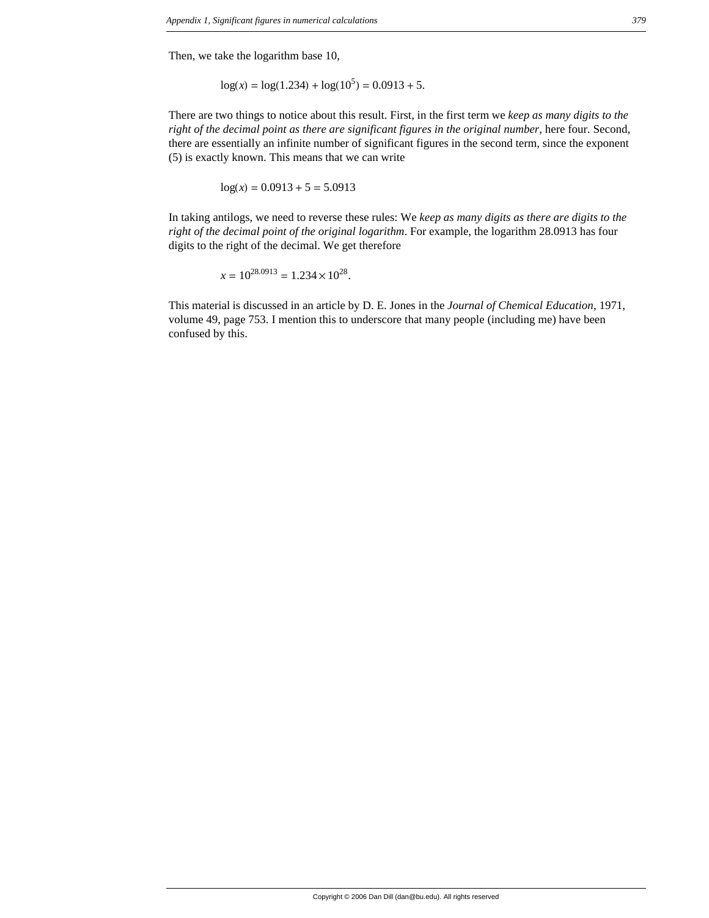Then, we take the logarithm base 10,

$$\log(x) = \log(1.234) + \log(10^5) = 0.0913 + 5.$$

There are two things to notice about this result. First, in the first term we *keep as many digits to the right of the decimal point as there are significant figures in the original number*, here four. Second, there are essentially an infinite number of significant figures in the second term, since the exponent (5) is exactly known. This means that we can write

$$\log(x) = 0.0913 + 5 = 5.0913$$

In taking antilogs, we need to reverse these rules: We *keep as many digits as there are digits to the right of the decimal point of the original logarithm*. For example, the logarithm 28.0913 has four digits to the right of the decimal. We get therefore

$$x = 10^{28.0913} = 1.234 \times 10^{28}.$$

This material is discussed in an article by D. E. Jones in the *Journal of Chemical Education*, 1971, volume 49, page 753. I mention this to underscore that many people (including me) have been confused by this.